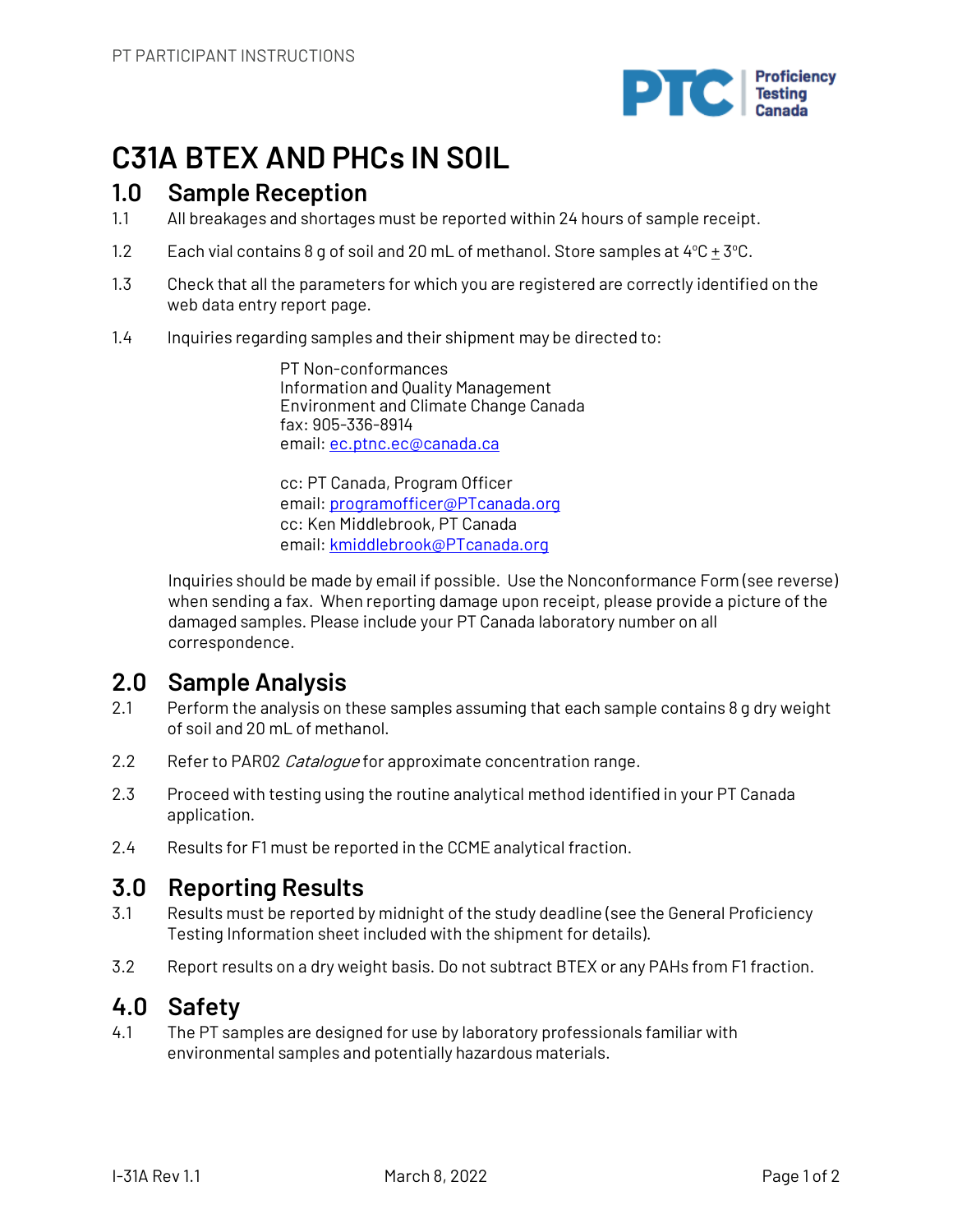# C31A BTEX AND PHCs IN SOIL

## 1.0 Sample Reception

1.1 All breakages and shortages must be reported within 24 hours of sample receipt.

1.2 Each vial contains 8 g of soil and 20 mL of methanol. Store samples at 4°C ± 3°C.

1.3 Check that all the parameters for which you are registered are correctly identified on the web data entry report page.

1.4 Inquiries regarding samples and their shipment may be directed to:

PT Non-conformances
Information and Quality Management
Environment and Climate Change Canada
fax: 905-336-8914
email: ec.ptnc.ec@canada.ca

cc: PT Canada, Program Officer
email: programofficer@PTcanada.org
cc: Ken Middlebrook, PT Canada
email: kmiddlebrook@PTcanada.org

Inquiries should be made by email if possible. Use the Nonconformance Form (see reverse) when sending a fax. When reporting damage upon receipt, please provide a picture of the damaged samples. Please include your PT Canada laboratory number on all correspondence.

## 2.0 Sample Analysis

2.1 Perform the analysis on these samples assuming that each sample contains 8 g dry weight of soil and 20 mL of methanol.

2.2 Refer to PAR02 *Catalogue* for approximate concentration range.

2.3 Proceed with testing using the routine analytical method identified in your PT Canada application.

2.4 Results for F1 must be reported in the CCME analytical fraction.

## 3.0 Reporting Results

3.1 Results must be reported by midnight of the study deadline (see the General Proficiency Testing Information sheet included with the shipment for details).

3.2 Report results on a dry weight basis. Do not subtract BTEX or any PAHs from F1 fraction.

## 4.0 Safety

4.1 The PT samples are designed for use by laboratory professionals familiar with environmental samples and potentially hazardous materials.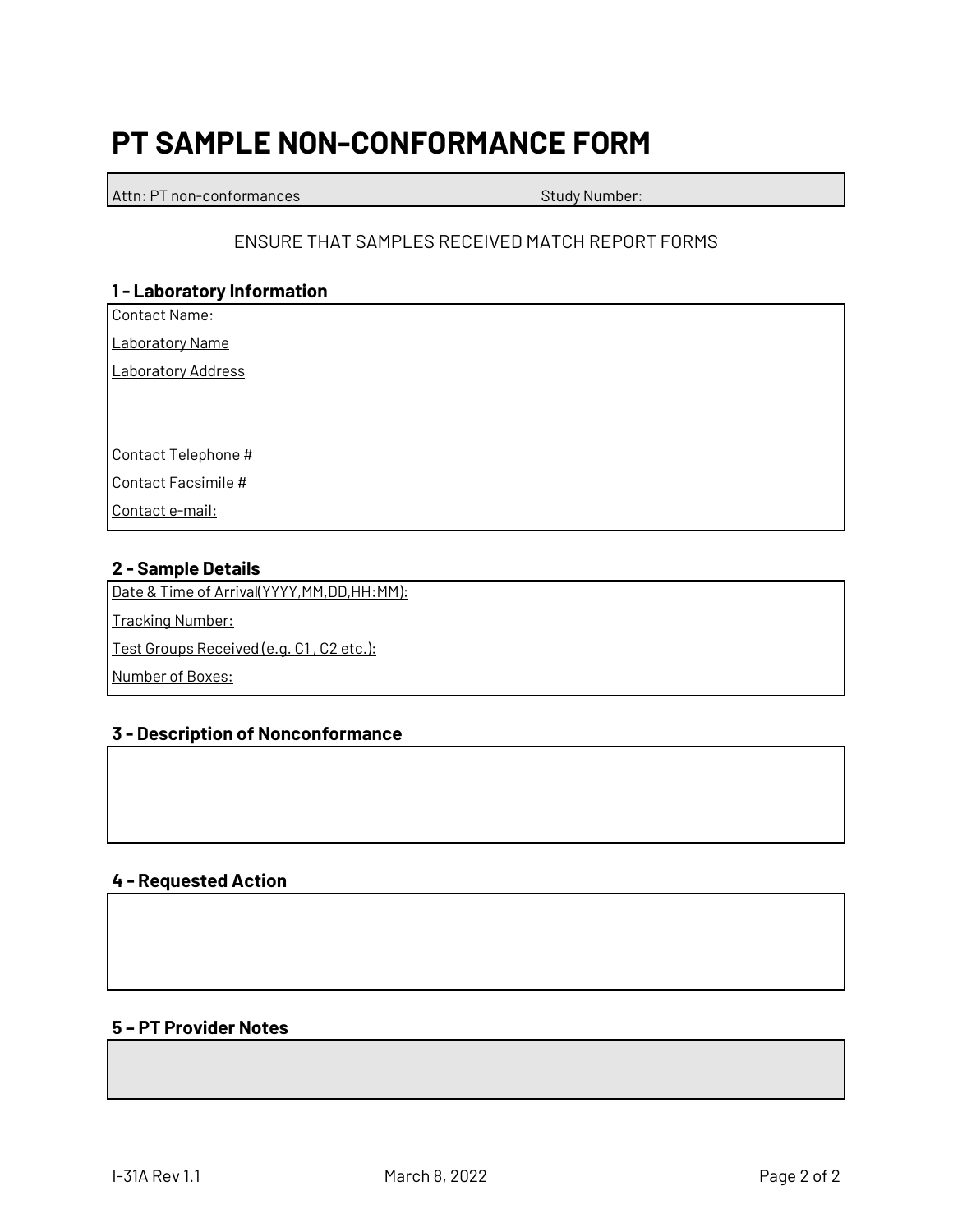# PT SAMPLE NON-CONFORMANCE FORM

Attn: PT non-conformances                                        Study Number:

ENSURE THAT SAMPLES RECEIVED MATCH REPORT FORMS

## 1 - Laboratory Information

Contact Name:

Laboratory Name

Laboratory Address

Contact Telephone #

Contact Facsimile #

Contact e-mail:

## 2 - Sample Details

Date & Time of Arrival(YYYY,MM,DD,HH:MM):

Tracking Number:

Test Groups Received (e.g. C1 , C2 etc.):

Number of Boxes:

## 3 - Description of Nonconformance

## 4 - Requested Action

## 5 – PT Provider Notes

I-31A Rev 1.1                    March 8, 2022